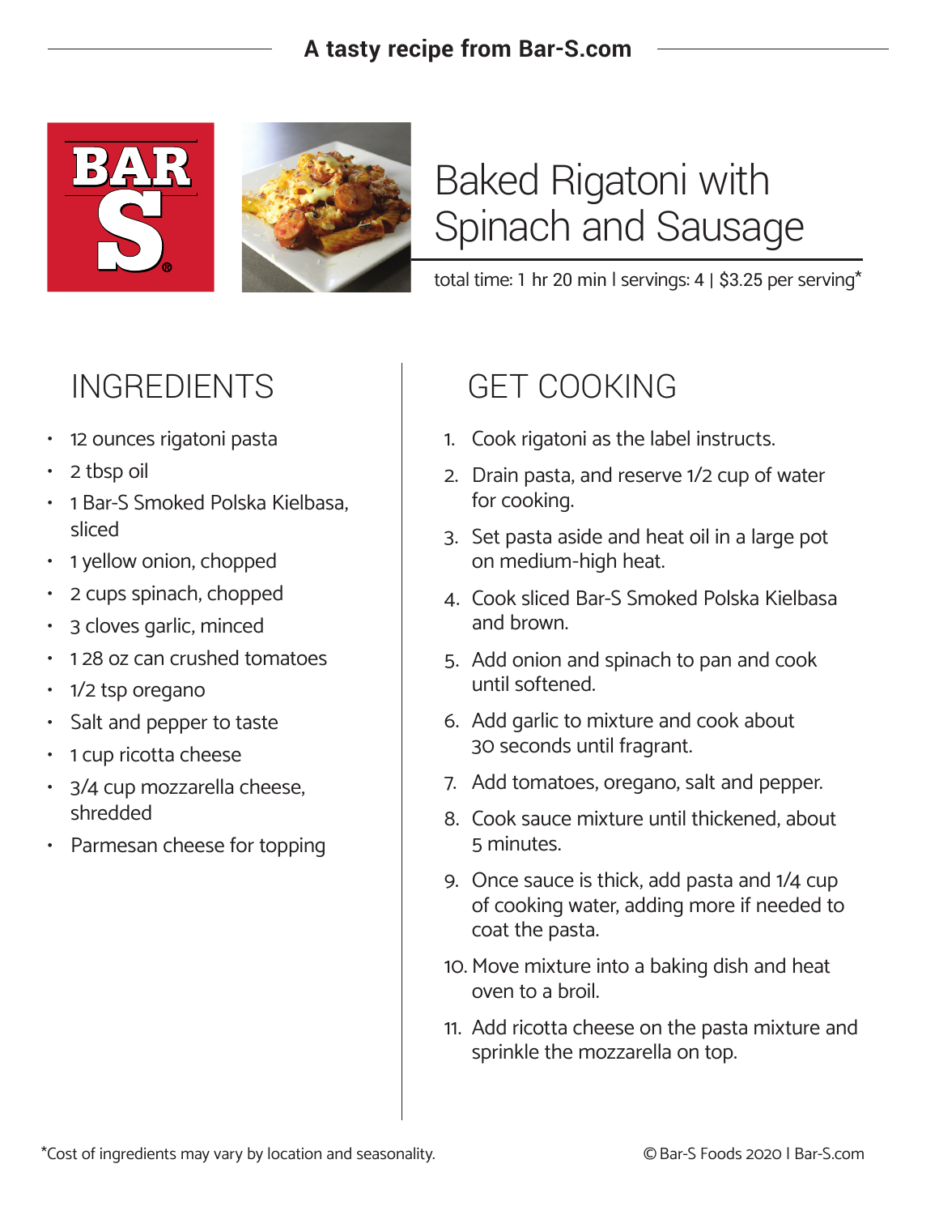A tasty recipe from Bar-S.com

# Baked Rigatoni with Spinach and Sausage

total time: 1 hr 20 min | servings: 4 | $3.25 per serving*

## INGREDIENTS

- 12 ounces rigatoni pasta
- 2 tbsp oil
- 1 Bar-S Smoked Polska Kielbasa, sliced
- 1 yellow onion, chopped
- 2 cups spinach, chopped
- 3 cloves garlic, minced
- 1 28 oz can crushed tomatoes
- 1/2 tsp oregano
- Salt and pepper to taste
- 1 cup ricotta cheese
- 3/4 cup mozzarella cheese, shredded
- Parmesan cheese for topping

## GET COOKING

1. Cook rigatoni as the label instructs.
2. Drain pasta, and reserve 1/2 cup of water for cooking.
3. Set pasta aside and heat oil in a large pot on medium-high heat.
4. Cook sliced Bar-S Smoked Polska Kielbasa and brown.
5. Add onion and spinach to pan and cook until softened.
6. Add garlic to mixture and cook about 30 seconds until fragrant.
7. Add tomatoes, oregano, salt and pepper.
8. Cook sauce mixture until thickened, about 5 minutes.
9. Once sauce is thick, add pasta and 1/4 cup of cooking water, adding more if needed to coat the pasta.
10. Move mixture into a baking dish and heat oven to a broil.
11. Add ricotta cheese on the pasta mixture and sprinkle the mozzarella on top.

*Cost of ingredients may vary by location and seasonality.

© Bar-S Foods 2020 | Bar-S.com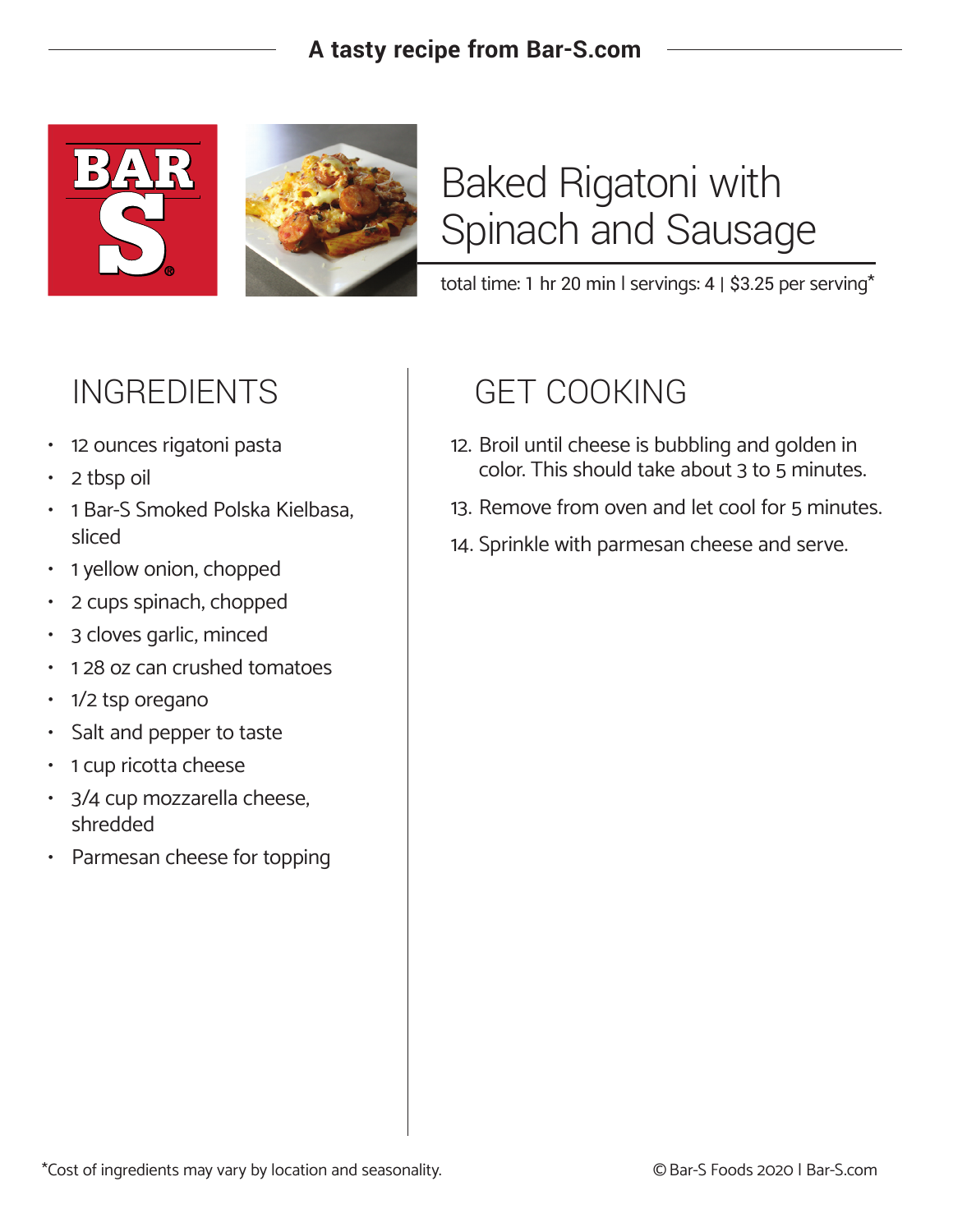A tasty recipe from Bar-S.com

# Baked Rigatoni with Spinach and Sausage

total time: 1 hr 20 min | servings: 4 | $3.25 per serving*

## INGREDIENTS

- 12 ounces rigatoni pasta
- 2 tbsp oil
- 1 Bar-S Smoked Polska Kielbasa, sliced
- 1 yellow onion, chopped
- 2 cups spinach, chopped
- 3 cloves garlic, minced
- 1 28 oz can crushed tomatoes
- 1/2 tsp oregano
- Salt and pepper to taste
- 1 cup ricotta cheese
- 3/4 cup mozzarella cheese, shredded
- Parmesan cheese for topping

## GET COOKING

12. Broil until cheese is bubbling and golden in color. This should take about 3 to 5 minutes.
13. Remove from oven and let cool for 5 minutes.
14. Sprinkle with parmesan cheese and serve.

*Cost of ingredients may vary by location and seasonality.

© Bar-S Foods 2020 | Bar-S.com